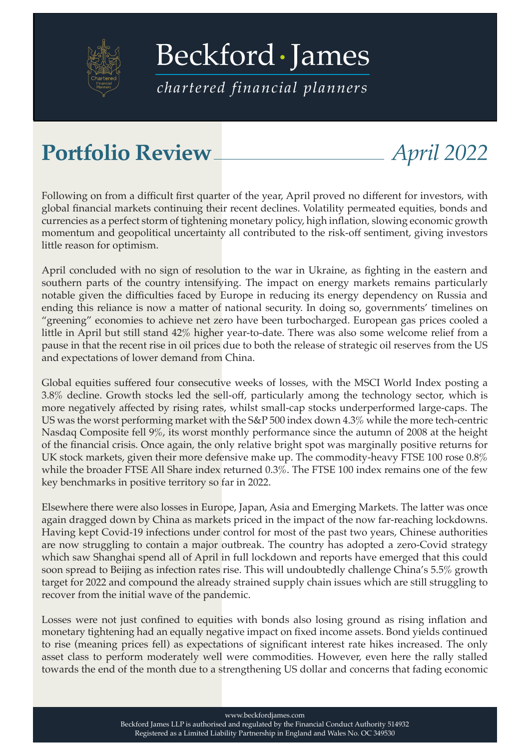# Beckford · James

*chartered financial planners*

## Portfolio Review — *April 2022*

Following on from a difficult first quarter of the year, April proved no different for investors, with global financial markets continuing their recent declines. Volatility permeated equities, bonds and currencies as a perfect storm of tightening monetary policy, high inflation, slowing economic growth momentum and geopolitical uncertainty all contributed to the risk-off sentiment, giving investors little reason for optimism.

April concluded with no sign of resolution to the war in Ukraine, as fighting in the eastern and southern parts of the country intensifying. The impact on energy markets remains particularly notable given the difficulties faced by Europe in reducing its energy dependency on Russia and ending this reliance is now a matter of national security. In doing so, governments' timelines on "greening" economies to achieve net zero have been turbocharged. European gas prices cooled a little in April but still stand 42% higher year-to-date. There was also some welcome relief from a pause in that the recent rise in oil prices due to both the release of strategic oil reserves from the US and expectations of lower demand from China.

Global equities suffered four consecutive weeks of losses, with the MSCI World Index posting a 3.8% decline. Growth stocks led the sell-off, particularly among the technology sector, which is more negatively affected by rising rates, whilst small-cap stocks underperformed large-caps. The US was the worst performing market with the S&P 500 index down 4.3% while the more tech-centric Nasdaq Composite fell 9%, its worst monthly performance since the autumn of 2008 at the height of the financial crisis. Once again, the only relative bright spot was marginally positive returns for UK stock markets, given their more defensive make up. The commodity-heavy FTSE 100 rose 0.8% while the broader FTSE All Share index returned 0.3%. The FTSE 100 index remains one of the few key benchmarks in positive territory so far in 2022.

Elsewhere there were also losses in Europe, Japan, Asia and Emerging Markets. The latter was once again dragged down by China as markets priced in the impact of the now far-reaching lockdowns. Having kept Covid-19 infections under control for most of the past two years, Chinese authorities are now struggling to contain a major outbreak. The country has adopted a zero-Covid strategy which saw Shanghai spend all of April in full lockdown and reports have emerged that this could soon spread to Beijing as infection rates rise. This will undoubtedly challenge China's 5.5% growth target for 2022 and compound the already strained supply chain issues which are still struggling to recover from the initial wave of the pandemic.

Losses were not just confined to equities with bonds also losing ground as rising inflation and monetary tightening had an equally negative impact on fixed income assets. Bond yields continued to rise (meaning prices fell) as expectations of significant interest rate hikes increased. The only asset class to perform moderately well were commodities. However, even here the rally stalled towards the end of the month due to a strengthening US dollar and concerns that fading economic

www.beckfordjames.com
Beckford James LLP is authorised and regulated by the Financial Conduct Authority 514932
Registered as a Limited Liability Partnership in England and Wales No. OC 349530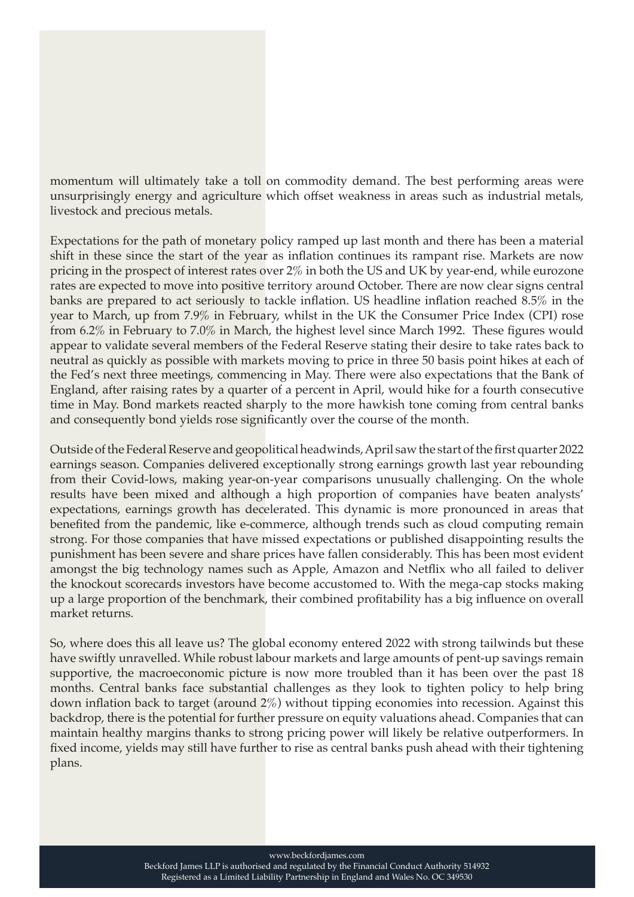momentum will ultimately take a toll on commodity demand. The best performing areas were unsurprisingly energy and agriculture which offset weakness in areas such as industrial metals, livestock and precious metals.

Expectations for the path of monetary policy ramped up last month and there has been a material shift in these since the start of the year as inflation continues its rampant rise. Markets are now pricing in the prospect of interest rates over 2% in both the US and UK by year-end, while eurozone rates are expected to move into positive territory around October. There are now clear signs central banks are prepared to act seriously to tackle inflation. US headline inflation reached 8.5% in the year to March, up from 7.9% in February, whilst in the UK the Consumer Price Index (CPI) rose from 6.2% in February to 7.0% in March, the highest level since March 1992. These figures would appear to validate several members of the Federal Reserve stating their desire to take rates back to neutral as quickly as possible with markets moving to price in three 50 basis point hikes at each of the Fed's next three meetings, commencing in May. There were also expectations that the Bank of England, after raising rates by a quarter of a percent in April, would hike for a fourth consecutive time in May. Bond markets reacted sharply to the more hawkish tone coming from central banks and consequently bond yields rose significantly over the course of the month.

Outside of the Federal Reserve and geopolitical headwinds, April saw the start of the first quarter 2022 earnings season. Companies delivered exceptionally strong earnings growth last year rebounding from their Covid-lows, making year-on-year comparisons unusually challenging. On the whole results have been mixed and although a high proportion of companies have beaten analysts' expectations, earnings growth has decelerated. This dynamic is more pronounced in areas that benefited from the pandemic, like e-commerce, although trends such as cloud computing remain strong. For those companies that have missed expectations or published disappointing results the punishment has been severe and share prices have fallen considerably. This has been most evident amongst the big technology names such as Apple, Amazon and Netflix who all failed to deliver the knockout scorecards investors have become accustomed to. With the mega-cap stocks making up a large proportion of the benchmark, their combined profitability has a big influence on overall market returns.

So, where does this all leave us? The global economy entered 2022 with strong tailwinds but these have swiftly unravelled. While robust labour markets and large amounts of pent-up savings remain supportive, the macroeconomic picture is now more troubled than it has been over the past 18 months. Central banks face substantial challenges as they look to tighten policy to help bring down inflation back to target (around 2%) without tipping economies into recession. Against this backdrop, there is the potential for further pressure on equity valuations ahead. Companies that can maintain healthy margins thanks to strong pricing power will likely be relative outperformers. In fixed income, yields may still have further to rise as central banks push ahead with their tightening plans.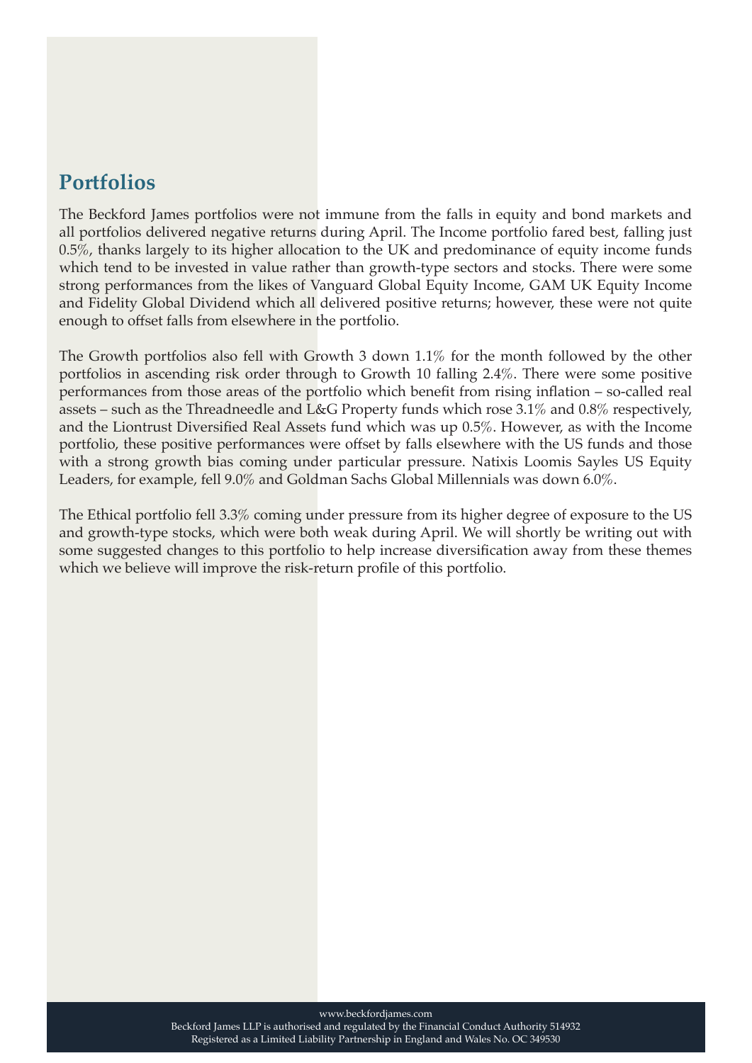## Portfolios

The Beckford James portfolios were not immune from the falls in equity and bond markets and all portfolios delivered negative returns during April. The Income portfolio fared best, falling just 0.5%, thanks largely to its higher allocation to the UK and predominance of equity income funds which tend to be invested in value rather than growth-type sectors and stocks. There were some strong performances from the likes of Vanguard Global Equity Income, GAM UK Equity Income and Fidelity Global Dividend which all delivered positive returns; however, these were not quite enough to offset falls from elsewhere in the portfolio.

The Growth portfolios also fell with Growth 3 down 1.1% for the month followed by the other portfolios in ascending risk order through to Growth 10 falling 2.4%. There were some positive performances from those areas of the portfolio which benefit from rising inflation – so-called real assets – such as the Threadneedle and L&G Property funds which rose 3.1% and 0.8% respectively, and the Liontrust Diversified Real Assets fund which was up 0.5%. However, as with the Income portfolio, these positive performances were offset by falls elsewhere with the US funds and those with a strong growth bias coming under particular pressure. Natixis Loomis Sayles US Equity Leaders, for example, fell 9.0% and Goldman Sachs Global Millennials was down 6.0%.

The Ethical portfolio fell 3.3% coming under pressure from its higher degree of exposure to the US and growth-type stocks, which were both weak during April. We will shortly be writing out with some suggested changes to this portfolio to help increase diversification away from these themes which we believe will improve the risk-return profile of this portfolio.

www.beckfordjames.com
Beckford James LLP is authorised and regulated by the Financial Conduct Authority 514932
Registered as a Limited Liability Partnership in England and Wales No. OC 349530